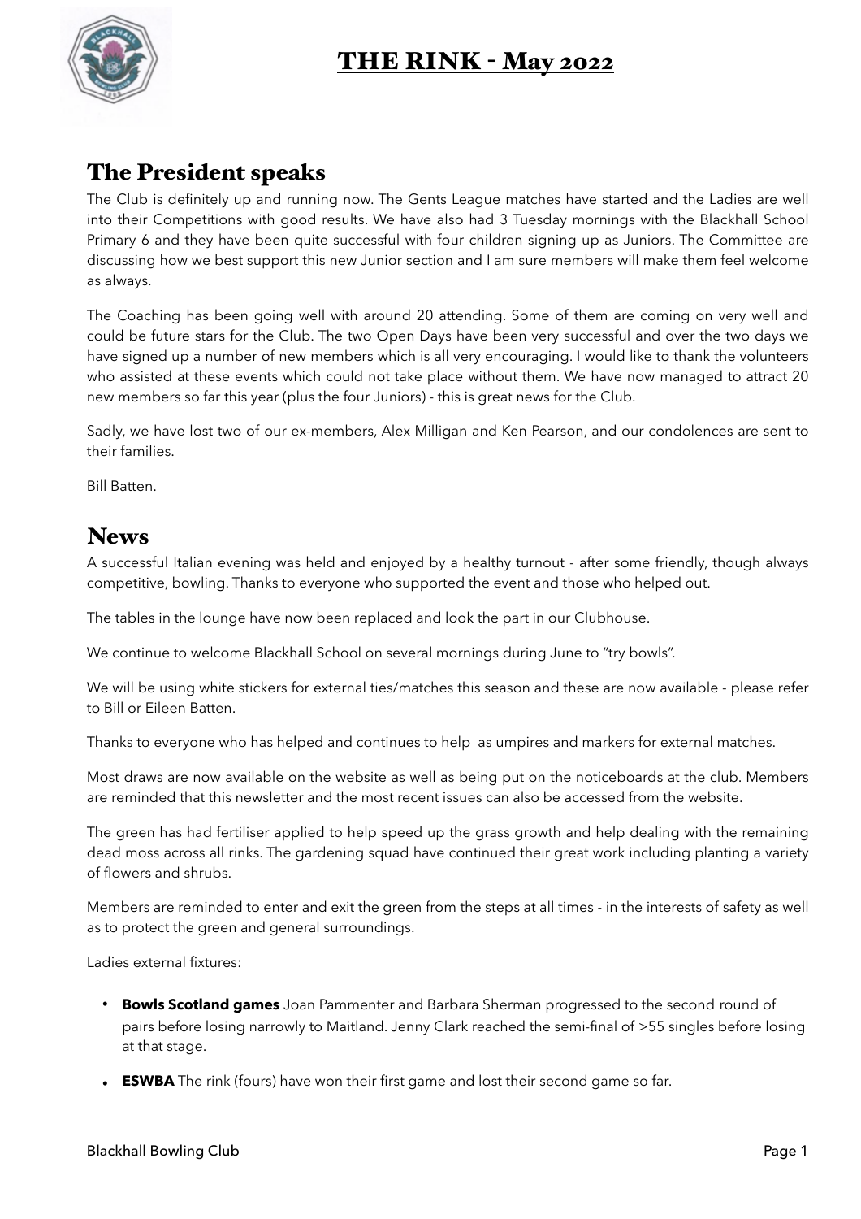# THE RINK - May 2022

## The President speaks

The Club is definitely up and running now. The Gents League matches have started and the Ladies are well into their Competitions with good results. We have also had 3 Tuesday mornings with the Blackhall School Primary 6 and they have been quite successful with four children signing up as Juniors. The Committee are discussing how we best support this new Junior section and I am sure members will make them feel welcome as always.

The Coaching has been going well with around 20 attending. Some of them are coming on very well and could be future stars for the Club. The two Open Days have been very successful and over the two days we have signed up a number of new members which is all very encouraging. I would like to thank the volunteers who assisted at these events which could not take place without them. We have now managed to attract 20 new members so far this year (plus the four Juniors) - this is great news for the Club.

Sadly, we have lost two of our ex-members, Alex Milligan and Ken Pearson, and our condolences are sent to their families.

Bill Batten.

## News

A successful Italian evening was held and enjoyed by a healthy turnout - after some friendly, though always competitive, bowling. Thanks to everyone who supported the event and those who helped out.

The tables in the lounge have now been replaced and look the part in our Clubhouse.

We continue to welcome Blackhall School on several mornings during June to "try bowls".

We will be using white stickers for external ties/matches this season and these are now available - please refer to Bill or Eileen Batten.

Thanks to everyone who has helped and continues to help as umpires and markers for external matches.

Most draws are now available on the website as well as being put on the noticeboards at the club. Members are reminded that this newsletter and the most recent issues can also be accessed from the website.

The green has had fertiliser applied to help speed up the grass growth and help dealing with the remaining dead moss across all rinks. The gardening squad have continued their great work including planting a variety of flowers and shrubs.

Members are reminded to enter and exit the green from the steps at all times - in the interests of safety as well as to protect the green and general surroundings.

Ladies external fixtures:

- **Bowls Scotland games** Joan Pammenter and Barbara Sherman progressed to the second round of pairs before losing narrowly to Maitland. Jenny Clark reached the semi-final of >55 singles before losing at that stage.
- **ESWBA** The rink (fours) have won their first game and lost their second game so far.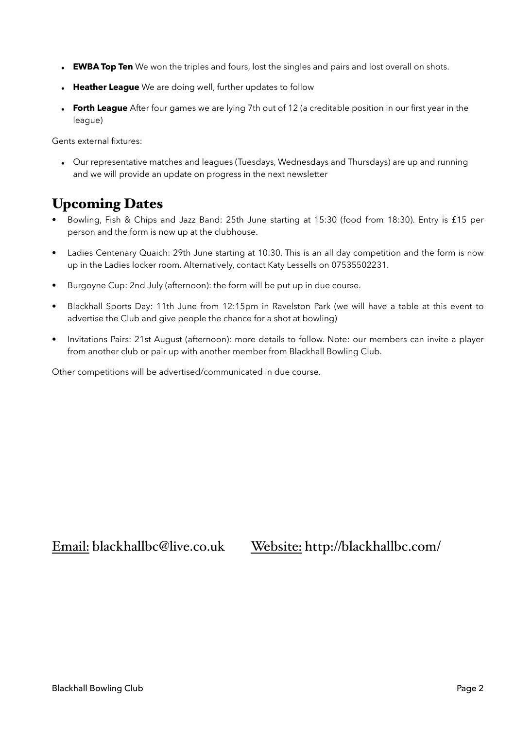- **EWBA Top Ten** We won the triples and fours, lost the singles and pairs and lost overall on shots.
- **Heather League** We are doing well, further updates to follow
- **Forth League** After four games we are lying 7th out of 12 (a creditable position in our first year in the league)

Gents external fixtures:

- Our representative matches and leagues (Tuesdays, Wednesdays and Thursdays) are up and running and we will provide an update on progress in the next newsletter

## Upcoming Dates

- Bowling, Fish & Chips and Jazz Band: 25th June starting at 15:30 (food from 18:30). Entry is £15 per person and the form is now up at the clubhouse.
- Ladies Centenary Quaich: 29th June starting at 10:30. This is an all day competition and the form is now up in the Ladies locker room. Alternatively, contact Katy Lessells on 07535502231.
- Burgoyne Cup: 2nd July (afternoon): the form will be put up in due course.
- Blackhall Sports Day: 11th June from 12:15pm in Ravelston Park (we will have a table at this event to advertise the Club and give people the chance for a shot at bowling)
- Invitations Pairs: 21st August (afternoon): more details to follow. Note: our members can invite a player from another club or pair up with another member from Blackhall Bowling Club.

Other competitions will be advertised/communicated in due course.

Email: blackhallbc@live.co.uk     Website: http://blackhallbc.com/